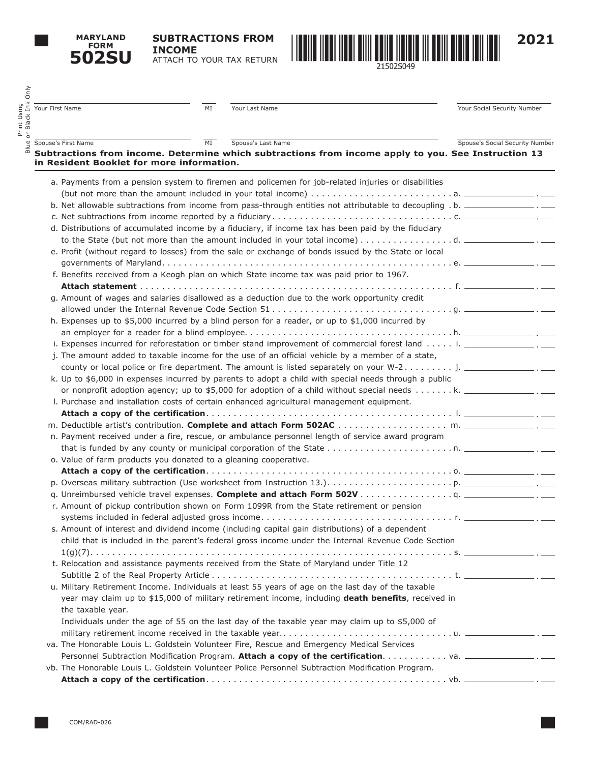**MARYLAND FORM 502SU**

**SUBTRACTIONS FROM INCOME**

ATTACH TO YOUR TAX RETURN

21502S049

**2021**

Print Using Blue or Black Ink Only

Your First Name | MI | Your Last Name | Your Social Security Number

Spouse's First Name | MI | Spouse's Last Name | Spouse's Social Security Number

**Subtractions from income. Determine which subtractions from income apply to you. See Instruction 13 in Resident Booklet for more information.**

a. Payments from a pension system to firemen and policemen for job-related injuries or disabilities (but not more than the amount included in your total income) . . . . . . . . . . a. ________ . ___

b. Net allowable subtractions from income from pass-through entities not attributable to decoupling . b. ________ . ___

c. Net subtractions from income reported by a fiduciary . . . . . . . . . . c. ________ . ___

d. Distributions of accumulated income by a fiduciary, if income tax has been paid by the fiduciary to the State (but not more than the amount included in your total income) . . . . . . . . . . d. ________ . ___

e. Profit (without regard to losses) from the sale or exchange of bonds issued by the State or local governments of Maryland . . . . . . . . . . e. ________ . ___

f. Benefits received from a Keogh plan on which State income tax was paid prior to 1967. **Attach statement** . . . . . . . . . . f. ________ . ___

g. Amount of wages and salaries disallowed as a deduction due to the work opportunity credit allowed under the Internal Revenue Code Section 51 . . . . . . . . . . g. ________ . ___

h. Expenses up to $5,000 incurred by a blind person for a reader, or up to $1,000 incurred by an employer for a reader for a blind employee . . . . . . . . . . h. ________ . ___

i. Expenses incurred for reforestation or timber stand improvement of commercial forest land . . . . . i. ________ . ___

j. The amount added to taxable income for the use of an official vehicle by a member of a state, county or local police or fire department. The amount is listed separately on your W-2 . . . . . . . . . j. ________ . ___

k. Up to $6,000 in expenses incurred by parents to adopt a child with special needs through a public or nonprofit adoption agency; up to $5,000 for adoption of a child without special needs . . . . . . . k. ________ . ___

l. Purchase and installation costs of certain enhanced agricultural management equipment. **Attach a copy of the certification** . . . . . . . . . . l. ________ . ___

m. Deductible artist's contribution. **Complete and attach Form 502AC** . . . . . . . . . . m. ________ . ___

n. Payment received under a fire, rescue, or ambulance personnel length of service award program that is funded by any county or municipal corporation of the State . . . . . . . . . . n. ________ . ___

o. Value of farm products you donated to a gleaning cooperative. **Attach a copy of the certification** . . . . . . . . . . o. ________ . ___

p. Overseas military subtraction (Use worksheet from Instruction 13.) . . . . . . . . . . p. ________ . ___

q. Unreimbursed vehicle travel expenses. **Complete and attach Form 502V** . . . . . . . . . . q. ________ . ___

r. Amount of pickup contribution shown on Form 1099R from the State retirement or pension systems included in federal adjusted gross income . . . . . . . . . . r. ________ . ___

s. Amount of interest and dividend income (including capital gain distributions) of a dependent child that is included in the parent's federal gross income under the Internal Revenue Code Section 1(g)(7) . . . . . . . . . . s. ________ . ___

t. Relocation and assistance payments received from the State of Maryland under Title 12 Subtitle 2 of the Real Property Article . . . . . . . . . . t. ________ . ___

u. Military Retirement Income. Individuals at least 55 years of age on the last day of the taxable year may claim up to $15,000 of military retirement income, including **death benefits**, received in the taxable year.
Individuals under the age of 55 on the last day of the taxable year may claim up to $5,000 of military retirement income received in the taxable year . . . . . . . . . . u. ________ . ___

va. The Honorable Louis L. Goldstein Volunteer Fire, Rescue and Emergency Medical Services Personnel Subtraction Modification Program. **Attach a copy of the certification** . . . . . . . . . . va. ________ . ___

vb. The Honorable Louis L. Goldstein Volunteer Police Personnel Subtraction Modification Program. **Attach a copy of the certification** . . . . . . . . . . vb. ________ . ___

COM/RAD-026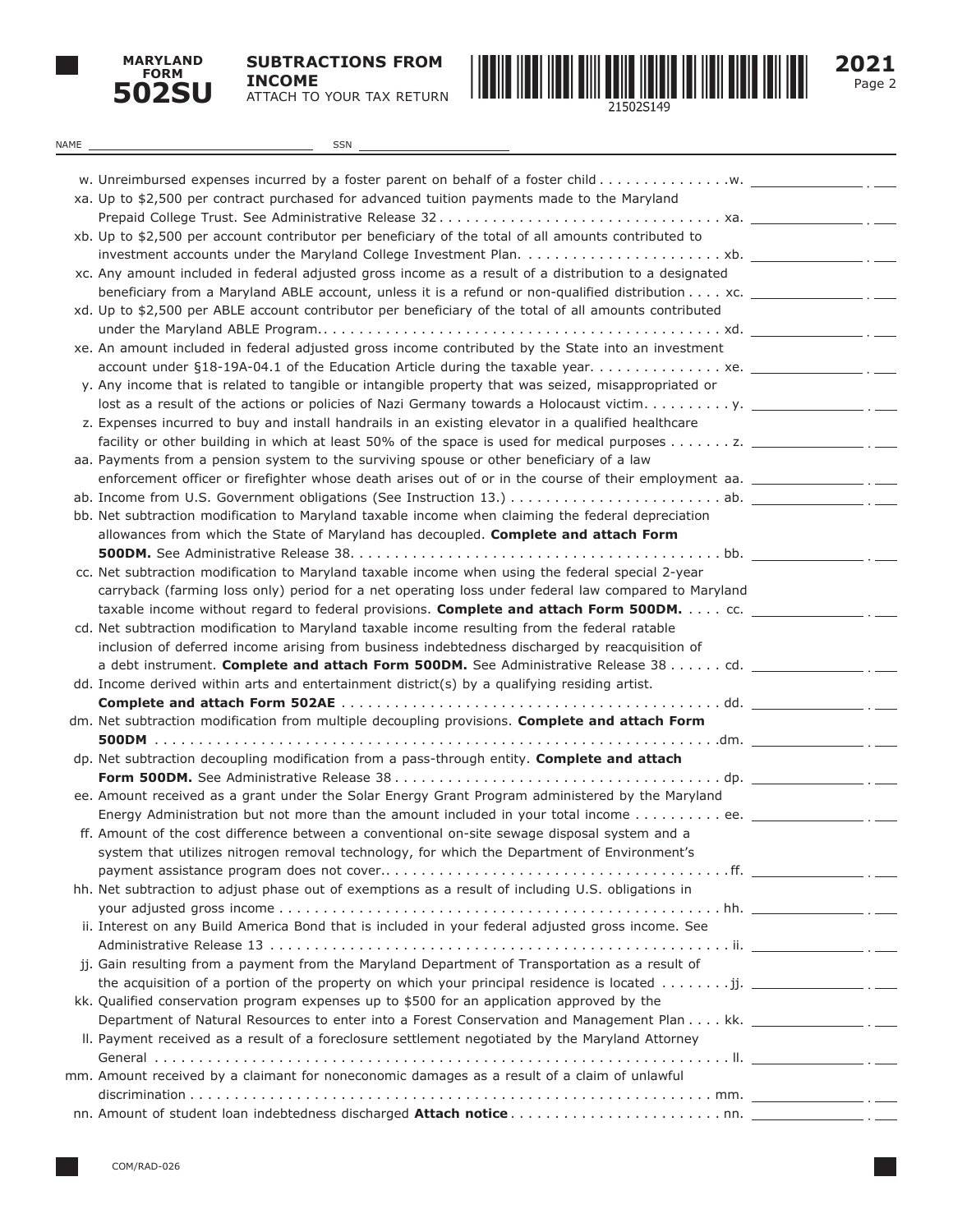**MARYLAND FORM 502SU**

**SUBTRACTIONS FROM INCOME**
ATTACH TO YOUR TAX RETURN

21502S149

**2021**

NAME ______________________ SSN ______________________

w. Unreimbursed expenses incurred by a foster parent on behalf of a foster child . . . . . . . . . . . . . . .w. ______________ . ___

xa. Up to $2,500 per contract purchased for advanced tuition payments made to the Maryland Prepaid College Trust. See Administrative Release 32 . . . . . . . . . . . . . . . . . . . . . . . . . . . . . . . . xa. ______________ . ___

xb. Up to $2,500 per account contributor per beneficiary of the total of all amounts contributed to investment accounts under the Maryland College Investment Plan. . . . . . . . . . . . . . . . . . . . . . . xb. ______________ . ___

xc. Any amount included in federal adjusted gross income as a result of a distribution to a designated beneficiary from a Maryland ABLE account, unless it is a refund or non-qualified distribution . . . . xc. ______________ . ___

xd. Up to $2,500 per ABLE account contributor per beneficiary of the total of all amounts contributed under the Maryland ABLE Program. . . . . . . . . . . . . . . . . . . . . . . . . . . . . . . . . . . . . . . . . . . . . . . xd. ______________ . ___

xe. An amount included in federal adjusted gross income contributed by the State into an investment account under §18-19A-04.1 of the Education Article during the taxable year. . . . . . . . . . . . . . . xe. ______________ . ___

y. Any income that is related to tangible or intangible property that was seized, misappropriated or lost as a result of the actions or policies of Nazi Germany towards a Holocaust victim. . . . . . . . . . y. ______________ . ___

z. Expenses incurred to buy and install handrails in an existing elevator in a qualified healthcare facility or other building in which at least 50% of the space is used for medical purposes . . . . . . . z. ______________ . ___

aa. Payments from a pension system to the surviving spouse or other beneficiary of a law enforcement officer or firefighter whose death arises out of or in the course of their employment aa. ______________ . ___

ab. Income from U.S. Government obligations (See Instruction 13.) . . . . . . . . . . . . . . . . . . . . . . . . ab. ______________ . ___

bb. Net subtraction modification to Maryland taxable income when claiming the federal depreciation allowances from which the State of Maryland has decoupled. **Complete and attach Form 500DM.** See Administrative Release 38. . . . . . . . . . . . . . . . . . . . . . . . . . . . . . . . . . . . . . . . . bb. ______________ . ___

cc. Net subtraction modification to Maryland taxable income when using the federal special 2-year carryback (farming loss only) period for a net operating loss under federal law compared to Maryland taxable income without regard to federal provisions. **Complete and attach Form 500DM.** . . . . cc. ______________ . ___

cd. Net subtraction modification to Maryland taxable income resulting from the federal ratable inclusion of deferred income arising from business indebtedness discharged by reacquisition of a debt instrument. **Complete and attach Form 500DM.** See Administrative Release 38 . . . . . . cd. ______________ . ___

dd. Income derived within arts and entertainment district(s) by a qualifying residing artist. **Complete and attach Form 502AE** . . . . . . . . . . . . . . . . . . . . . . . . . . . . . . . . . . . . . . . . . . . dd. ______________ . ___

dm. Net subtraction modification from multiple decoupling provisions. **Complete and attach Form 500DM** . . . . . . . . . . . . . . . . . . . . . . . . . . . . . . . . . . . . . . . . . . . . . . . . . . . . . . . . . . . . . . . .dm. ______________ . ___

dp. Net subtraction decoupling modification from a pass-through entity. **Complete and attach Form 500DM.** See Administrative Release 38 . . . . . . . . . . . . . . . . . . . . . . . . . . . . . . . . . . . . dp. ______________ . ___

ee. Amount received as a grant under the Solar Energy Grant Program administered by the Maryland Energy Administration but not more than the amount included in your total income . . . . . . . . . . ee. ______________ . ___

ff. Amount of the cost difference between a conventional on-site sewage disposal system and a system that utilizes nitrogen removal technology, for which the Department of Environment's payment assistance program does not cover.. . . . . . . . . . . . . . . . . . . . . . . . . . . . . . . . . . . . . . ff. ______________ . ___

hh. Net subtraction to adjust phase out of exemptions as a result of including U.S. obligations in your adjusted gross income . . . . . . . . . . . . . . . . . . . . . . . . . . . . . . . . . . . . . . . . . . . . . . . . . . hh. ______________ . ___

ii. Interest on any Build America Bond that is included in your federal adjusted gross income. See Administrative Release 13 . . . . . . . . . . . . . . . . . . . . . . . . . . . . . . . . . . . . . . . . . . . . . . . . . . . ii. ______________ . ___

jj. Gain resulting from a payment from the Maryland Department of Transportation as a result of the acquisition of a portion of the property on which your principal residence is located . . . . . . . .jj. ______________ . ___

kk. Qualified conservation program expenses up to $500 for an application approved by the Department of Natural Resources to enter into a Forest Conservation and Management Plan . . . . kk. ______________ . ___

ll. Payment received as a result of a foreclosure settlement negotiated by the Maryland Attorney General . . . . . . . . . . . . . . . . . . . . . . . . . . . . . . . . . . . . . . . . . . . . . . . . . . . . . . . . . . . . . . . . ll. ______________ . ___

mm. Amount received by a claimant for noneconomic damages as a result of a claim of unlawful discrimination . . . . . . . . . . . . . . . . . . . . . . . . . . . . . . . . . . . . . . . . . . . . . . . . . . . . . . . . . . . . mm. ______________ . ___

nn. Amount of student loan indebtedness discharged **Attach notice** . . . . . . . . . . . . . . . . . . . . . . . . nn. ______________ . ___

COM/RAD-026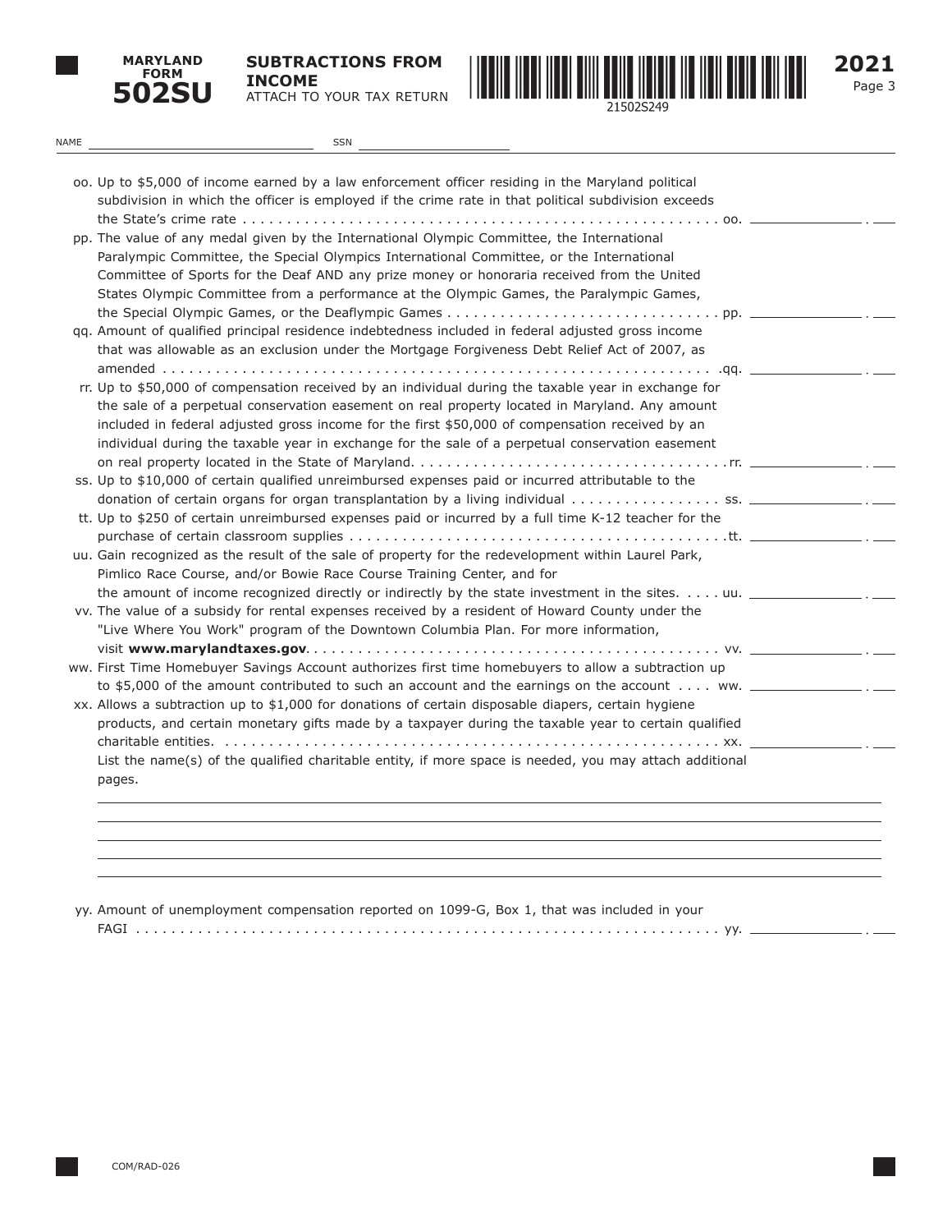**MARYLAND FORM 502SU**

**SUBTRACTIONS FROM INCOME**
ATTACH TO YOUR TAX RETURN

21502S249

**2021**

NAME ______________________ SSN ______________________

oo. Up to $5,000 of income earned by a law enforcement officer residing in the Maryland political subdivision in which the officer is employed if the crime rate in that political subdivision exceeds the State's crime rate . . . . . . . . . . . . . . . . . . . . . . . . . . . . . . . . . . . . . . . . . . . . . . . . . . . . . oo. ______________ . ___

pp. The value of any medal given by the International Olympic Committee, the International Paralympic Committee, the Special Olympics International Committee, or the International Committee of Sports for the Deaf AND any prize money or honoraria received from the United States Olympic Committee from a performance at the Olympic Games, the Paralympic Games, the Special Olympic Games, or the Deaflympic Games . . . . . . . . . . . . . . . . . . . . . . . . . . . . . . pp. ______________ . ___

qq. Amount of qualified principal residence indebtedness included in federal adjusted gross income that was allowable as an exclusion under the Mortgage Forgiveness Debt Relief Act of 2007, as amended . . . . . . . . . . . . . . . . . . . . . . . . . . . . . . . . . . . . . . . . . . . . . . . . . . . . . . . . . . . . . . . . .qq. ______________ . ___

rr. Up to $50,000 of compensation received by an individual during the taxable year in exchange for the sale of a perpetual conservation easement on real property located in Maryland. Any amount included in federal adjusted gross income for the first $50,000 of compensation received by an individual during the taxable year in exchange for the sale of a perpetual conservation easement on real property located in the State of Maryland. . . . . . . . . . . . . . . . . . . . . . . . . . . . . . . . . . . . rr. ______________ . ___

ss. Up to $10,000 of certain qualified unreimbursed expenses paid or incurred attributable to the donation of certain organs for organ transplantation by a living individual . . . . . . . . . . . . . . . . . ss. ______________ . ___

tt. Up to $250 of certain unreimbursed expenses paid or incurred by a full time K-12 teacher for the purchase of certain classroom supplies . . . . . . . . . . . . . . . . . . . . . . . . . . . . . . . . . . . . . . . . . . .tt. ______________ . ___

uu. Gain recognized as the result of the sale of property for the redevelopment within Laurel Park, Pimlico Race Course, and/or Bowie Race Course Training Center, and for the amount of income recognized directly or indirectly by the state investment in the sites. . . . . uu. ______________ . ___

vv. The value of a subsidy for rental expenses received by a resident of Howard County under the "Live Where You Work" program of the Downtown Columbia Plan. For more information, visit **www.marylandtaxes.gov**. . . . . . . . . . . . . . . . . . . . . . . . . . . . . . . . . . . . . . . . . . . . . . . . vv. ______________ . ___

ww. First Time Homebuyer Savings Account authorizes first time homebuyers to allow a subtraction up to $5,000 of the amount contributed to such an account and the earnings on the account . . . . ww. ______________ . ___

xx. Allows a subtraction up to $1,000 for donations of certain disposable diapers, certain hygiene products, and certain monetary gifts made by a taxpayer during the taxable year to certain qualified charitable entities. . . . . . . . . . . . . . . . . . . . . . . . . . . . . . . . . . . . . . . . . . . . . . . . . . . . . . . . . . xx. ______________ . ___

List the name(s) of the qualified charitable entity, if more space is needed, you may attach additional pages.

______________________________________________________________________
______________________________________________________________________
______________________________________________________________________
______________________________________________________________________
______________________________________________________________________

yy. Amount of unemployment compensation reported on 1099-G, Box 1, that was included in your FAGI . . . . . . . . . . . . . . . . . . . . . . . . . . . . . . . . . . . . . . . . . . . . . . . . . . . . . . . . . . . . . . . . . . . yy. ______________ . ___

COM/RAD-026